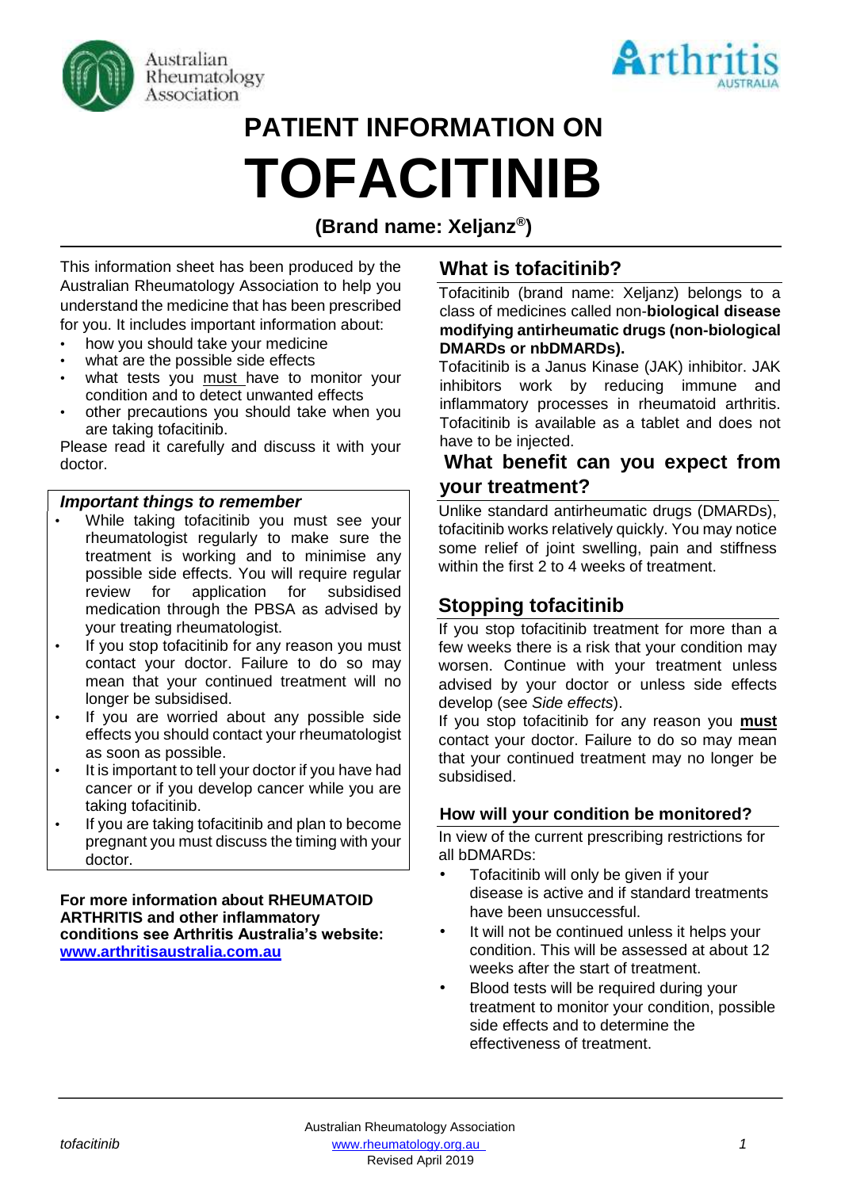Australian Rheumatology Association

Arthritis AUSTRALIA

# PATIENT INFORMATION ON

# TOFACITINIB

### (Brand name: Xeljanz®)

This information sheet has been produced by the Australian Rheumatology Association to help you understand the medicine that has been prescribed for you. It includes important information about:

- how you should take your medicine
- what are the possible side effects
- what tests you must have to monitor your condition and to detect unwanted effects
- other precautions you should take when you are taking tofacitinib.

Please read it carefully and discuss it with your doctor.

***Important things to remember***

- While taking tofacitinib you must see your rheumatologist regularly to make sure the treatment is working and to minimise any possible side effects. You will require regular review for application for subsidised medication through the PBSA as advised by your treating rheumatologist.
- If you stop tofacitinib for any reason you must contact your doctor. Failure to do so may mean that your continued treatment will no longer be subsidised.
- If you are worried about any possible side effects you should contact your rheumatologist as soon as possible.
- It is important to tell your doctor if you have had cancer or if you develop cancer while you are taking tofacitinib.
- If you are taking tofacitinib and plan to become pregnant you must discuss the timing with your doctor.

**For more information about RHEUMATOID ARTHRITIS and other inflammatory conditions see Arthritis Australia's website: [www.arthritisaustralia.com.au](http://www.arthritisaustralia.com.au)**

## What is tofacitinib?

Tofacitinib (brand name: Xeljanz) belongs to a class of medicines called non-**biological disease modifying antirheumatic drugs (non-biological DMARDs or nbDMARDs).**

Tofacitinib is a Janus Kinase (JAK) inhibitor. JAK inhibitors work by reducing immune and inflammatory processes in rheumatoid arthritis. Tofacitinib is available as a tablet and does not have to be injected.

## What benefit can you expect from your treatment?

Unlike standard antirheumatic drugs (DMARDs), tofacitinib works relatively quickly. You may notice some relief of joint swelling, pain and stiffness within the first 2 to 4 weeks of treatment.

## Stopping tofacitinib

If you stop tofacitinib treatment for more than a few weeks there is a risk that your condition may worsen. Continue with your treatment unless advised by your doctor or unless side effects develop (see *Side effects*).

If you stop tofacitinib for any reason you **must** contact your doctor. Failure to do so may mean that your continued treatment may no longer be subsidised.

### How will your condition be monitored?

In view of the current prescribing restrictions for all bDMARDs:

- Tofacitinib will only be given if your disease is active and if standard treatments have been unsuccessful.
- It will not be continued unless it helps your condition. This will be assessed at about 12 weeks after the start of treatment.
- Blood tests will be required during your treatment to monitor your condition, possible side effects and to determine the effectiveness of treatment.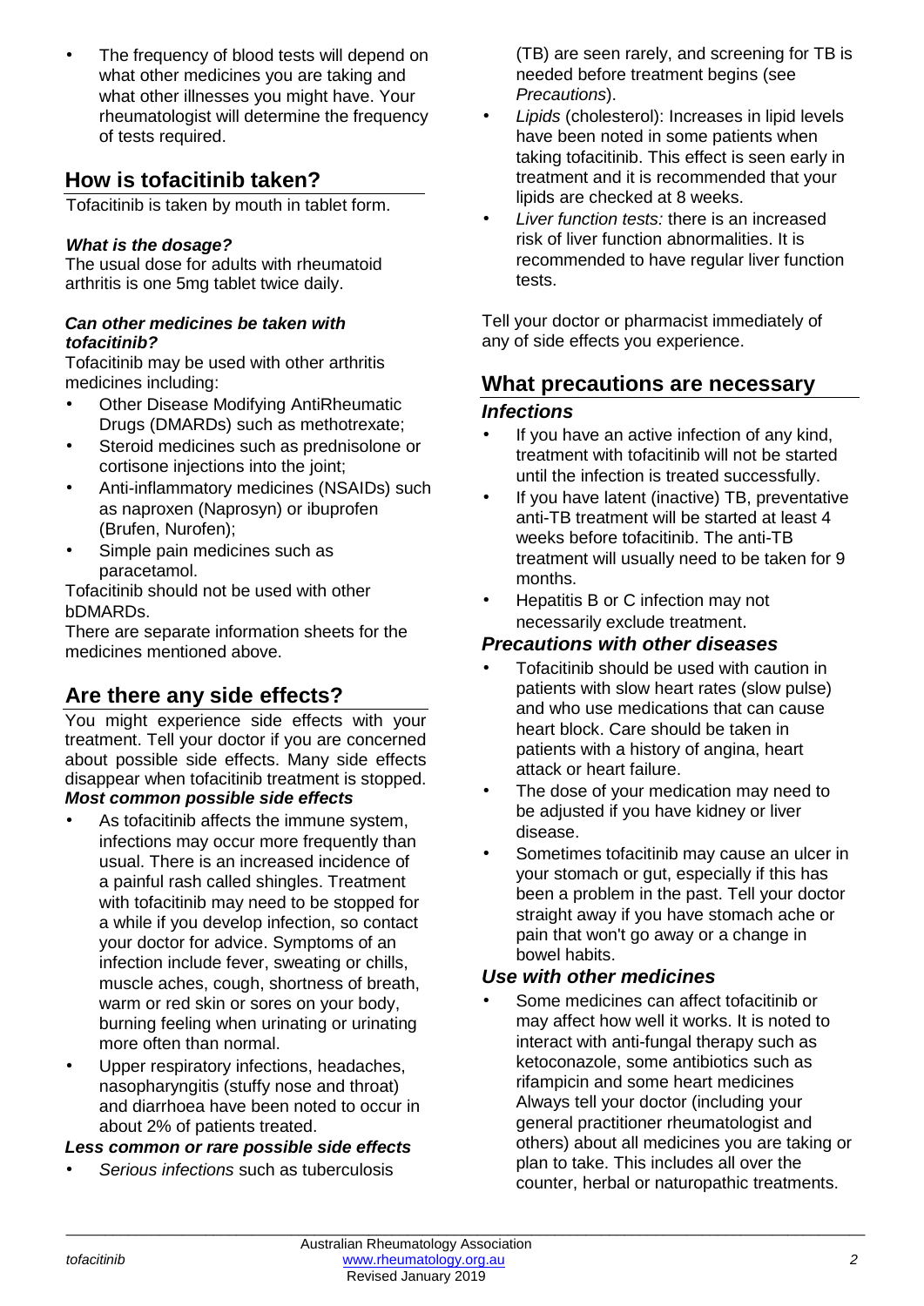- The frequency of blood tests will depend on what other medicines you are taking and what other illnesses you might have. Your rheumatologist will determine the frequency of tests required.

## How is tofacitinib taken?

Tofacitinib is taken by mouth in tablet form.

***What is the dosage?***

The usual dose for adults with rheumatoid arthritis is one 5mg tablet twice daily.

***Can other medicines be taken with tofacitinib?***

Tofacitinib may be used with other arthritis medicines including:

- Other Disease Modifying AntiRheumatic Drugs (DMARDs) such as methotrexate;
- Steroid medicines such as prednisolone or cortisone injections into the joint;
- Anti-inflammatory medicines (NSAIDs) such as naproxen (Naprosyn) or ibuprofen (Brufen, Nurofen);
- Simple pain medicines such as paracetamol.

Tofacitinib should not be used with other bDMARDs.

There are separate information sheets for the medicines mentioned above.

## Are there any side effects?

You might experience side effects with your treatment. Tell your doctor if you are concerned about possible side effects. Many side effects disappear when tofacitinib treatment is stopped.

***Most common possible side effects***

- As tofacitinib affects the immune system, infections may occur more frequently than usual. There is an increased incidence of a painful rash called shingles. Treatment with tofacitinib may need to be stopped for a while if you develop infection, so contact your doctor for advice. Symptoms of an infection include fever, sweating or chills, muscle aches, cough, shortness of breath, warm or red skin or sores on your body, burning feeling when urinating or urinating more often than normal.
- Upper respiratory infections, headaches, nasopharyngitis (stuffy nose and throat) and diarrhoea have been noted to occur in about 2% of patients treated.

***Less common or rare possible side effects***

- *Serious infections* such as tuberculosis (TB) are seen rarely, and screening for TB is needed before treatment begins (see *Precautions*).
- *Lipids* (cholesterol): Increases in lipid levels have been noted in some patients when taking tofacitinib. This effect is seen early in treatment and it is recommended that your lipids are checked at 8 weeks.
- *Liver function tests:* there is an increased risk of liver function abnormalities. It is recommended to have regular liver function tests.

Tell your doctor or pharmacist immediately of any of side effects you experience.

## What precautions are necessary

### *Infections*

- If you have an active infection of any kind, treatment with tofacitinib will not be started until the infection is treated successfully.
- If you have latent (inactive) TB, preventative anti-TB treatment will be started at least 4 weeks before tofacitinib. The anti-TB treatment will usually need to be taken for 9 months.
- Hepatitis B or C infection may not necessarily exclude treatment.

### *Precautions with other diseases*

- Tofacitinib should be used with caution in patients with slow heart rates (slow pulse) and who use medications that can cause heart block. Care should be taken in patients with a history of angina, heart attack or heart failure.
- The dose of your medication may need to be adjusted if you have kidney or liver disease.
- Sometimes tofacitinib may cause an ulcer in your stomach or gut, especially if this has been a problem in the past. Tell your doctor straight away if you have stomach ache or pain that won't go away or a change in bowel habits.

### *Use with other medicines*

- Some medicines can affect tofacitinib or may affect how well it works. It is noted to interact with anti-fungal therapy such as ketoconazole, some antibiotics such as rifampicin and some heart medicines Always tell your doctor (including your general practitioner rheumatologist and others) about all medicines you are taking or plan to take. This includes all over the counter, herbal or naturopathic treatments.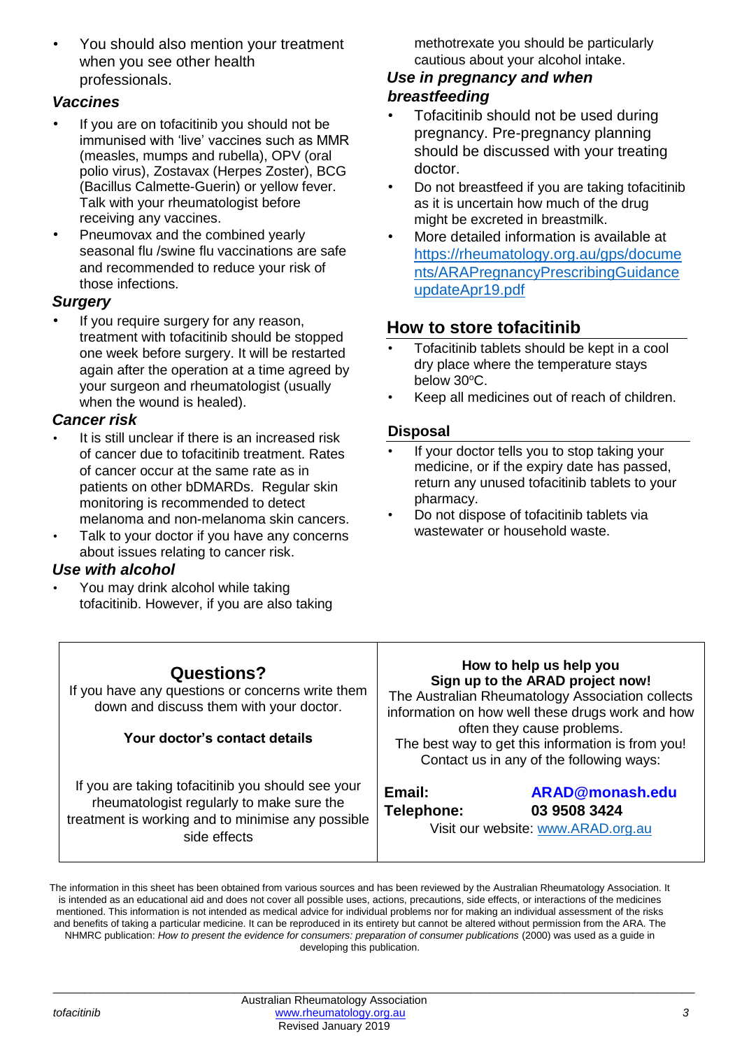- You should also mention your treatment when you see other health professionals.

### *Vaccines*

- If you are on tofacitinib you should not be immunised with 'live' vaccines such as MMR (measles, mumps and rubella), OPV (oral polio virus), Zostavax (Herpes Zoster), BCG (Bacillus Calmette-Guerin) or yellow fever. Talk with your rheumatologist before receiving any vaccines.
- Pneumovax and the combined yearly seasonal flu /swine flu vaccinations are safe and recommended to reduce your risk of those infections.

### *Surgery*

- If you require surgery for any reason, treatment with tofacitinib should be stopped one week before surgery. It will be restarted again after the operation at a time agreed by your surgeon and rheumatologist (usually when the wound is healed).

### *Cancer risk*

- It is still unclear if there is an increased risk of cancer due to tofacitinib treatment. Rates of cancer occur at the same rate as in patients on other bDMARDs. Regular skin monitoring is recommended to detect melanoma and non-melanoma skin cancers.
- Talk to your doctor if you have any concerns about issues relating to cancer risk.

### *Use with alcohol*

- You may drink alcohol while taking tofacitinib. However, if you are also taking methotrexate you should be particularly cautious about your alcohol intake.

### *Use in pregnancy and when breastfeeding*

- Tofacitinib should not be used during pregnancy. Pre-pregnancy planning should be discussed with your treating doctor.
- Do not breastfeed if you are taking tofacitinib as it is uncertain how much of the drug might be excreted in breastmilk.
- More detailed information is available at https://rheumatology.org.au/gps/documents/ARAPregnancyPrescribingGuidanceupdateApr19.pdf

## How to store tofacitinib

- Tofacitinib tablets should be kept in a cool dry place where the temperature stays below 30°C.
- Keep all medicines out of reach of children.

### Disposal

- If your doctor tells you to stop taking your medicine, or if the expiry date has passed, return any unused tofacitinib tablets to your pharmacy.
- Do not dispose of tofacitinib tablets via wastewater or household waste.

## Questions?

If you have any questions or concerns write them down and discuss them with your doctor.

**Your doctor's contact details**

If you are taking tofacitinib you should see your rheumatologist regularly to make sure the treatment is working and to minimise any possible side effects

**How to help us help you**
**Sign up to the ARAD project now!**

The Australian Rheumatology Association collects information on how well these drugs work and how often they cause problems.
The best way to get this information is from you!
Contact us in any of the following ways:

**Email:** **ARAD@monash.edu**
**Telephone:** **03 9508 3424**
Visit our website: www.ARAD.org.au

The information in this sheet has been obtained from various sources and has been reviewed by the Australian Rheumatology Association. It is intended as an educational aid and does not cover all possible uses, actions, precautions, side effects, or interactions of the medicines mentioned. This information is not intended as medical advice for individual problems nor for making an individual assessment of the risks and benefits of taking a particular medicine. It can be reproduced in its entirety but cannot be altered without permission from the ARA. The NHMRC publication: *How to present the evidence for consumers: preparation of consumer publications* (2000) was used as a guide in developing this publication.

Australian Rheumatology Association
www.rheumatology.org.au
Revised January 2019